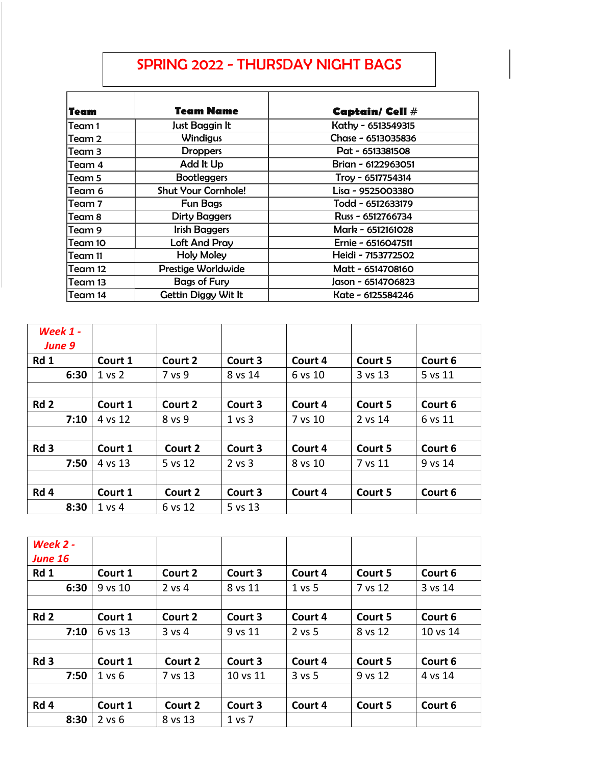# SPRING 2022 - THURSDAY NIGHT BAGS

| Team | Team Name | Captain/ Cell # |
|---|---|---|
| Team 1 | Just Baggin It | Kathy - 6513549315 |
| Team 2 | Windigus | Chase - 6513035836 |
| Team 3 | Droppers | Pat - 6513381508 |
| Team 4 | Add It Up | Brian - 6122963051 |
| Team 5 | Bootleggers | Troy - 6517754314 |
| Team 6 | Shut Your Cornhole! | Lisa - 9525003380 |
| Team 7 | Fun Bags | Todd - 6512633179 |
| Team 8 | Dirty Baggers | Russ - 6512766734 |
| Team 9 | Irish Baggers | Mark - 6512161028 |
| Team 10 | Loft And Pray | Ernie - 6516047511 |
| Team 11 | Holy Moley | Heidi - 7153772502 |
| Team 12 | Prestige Worldwide | Matt - 6514708160 |
| Team 13 | Bags of Fury | Jason - 6514706823 |
| Team 14 | Gettin Diggy Wit It | Kate - 6125584246 |

| Week 1 - June 9 | | | | | | |
|---|---|---|---|---|---|---|
| Rd 1 | Court 1 | Court 2 | Court 3 | Court 4 | Court 5 | Court 6 |
| 6:30 | 1 vs 2 | 7 vs 9 | 8 vs 14 | 6 vs 10 | 3 vs 13 | 5 vs 11 |
| | | | | | | |
| Rd 2 | Court 1 | Court 2 | Court 3 | Court 4 | Court 5 | Court 6 |
| 7:10 | 4 vs 12 | 8 vs 9 | 1 vs 3 | 7 vs 10 | 2 vs 14 | 6 vs 11 |
| | | | | | | |
| Rd 3 | Court 1 | Court 2 | Court 3 | Court 4 | Court 5 | Court 6 |
| 7:50 | 4 vs 13 | 5 vs 12 | 2 vs 3 | 8 vs 10 | 7 vs 11 | 9 vs 14 |
| | | | | | | |
| Rd 4 | Court 1 | Court 2 | Court 3 | Court 4 | Court 5 | Court 6 |
| 8:30 | 1 vs 4 | 6 vs 12 | 5 vs 13 | | | |

| Week 2 - June 16 | | | | | | |
|---|---|---|---|---|---|---|
| Rd 1 | Court 1 | Court 2 | Court 3 | Court 4 | Court 5 | Court 6 |
| 6:30 | 9 vs 10 | 2 vs 4 | 8 vs 11 | 1 vs 5 | 7 vs 12 | 3 vs 14 |
| | | | | | | |
| Rd 2 | Court 1 | Court 2 | Court 3 | Court 4 | Court 5 | Court 6 |
| 7:10 | 6 vs 13 | 3 vs 4 | 9 vs 11 | 2 vs 5 | 8 vs 12 | 10 vs 14 |
| | | | | | | |
| Rd 3 | Court 1 | Court 2 | Court 3 | Court 4 | Court 5 | Court 6 |
| 7:50 | 1 vs 6 | 7 vs 13 | 10 vs 11 | 3 vs 5 | 9 vs 12 | 4 vs 14 |
| | | | | | | |
| Rd 4 | Court 1 | Court 2 | Court 3 | Court 4 | Court 5 | Court 6 |
| 8:30 | 2 vs 6 | 8 vs 13 | 1 vs 7 | | | |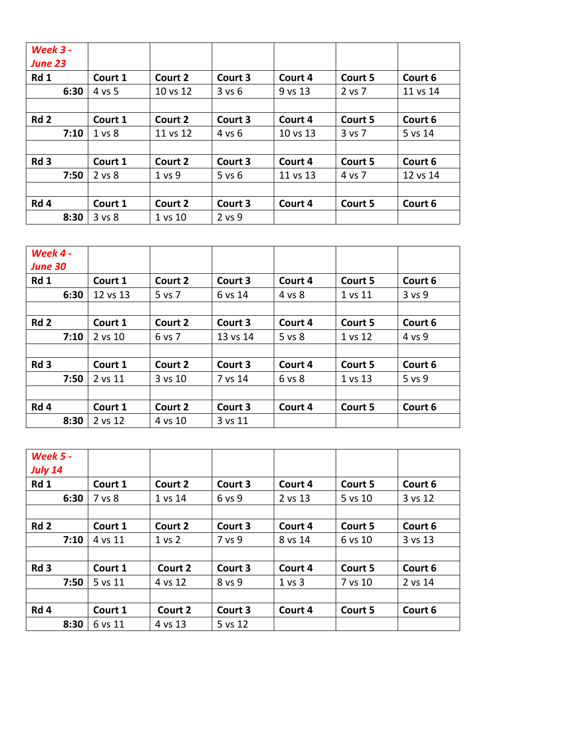| *Week 3 - June 23* | | | | | | |
|---|---|---|---|---|---|---|
| **Rd 1** | **Court 1** | **Court 2** | **Court 3** | **Court 4** | **Court 5** | **Court 6** |
| **6:30** | 4 vs 5 | 10 vs 12 | 3 vs 6 | 9 vs 13 | 2 vs 7 | 11 vs 14 |
| | | | | | | |
| **Rd 2** | **Court 1** | **Court 2** | **Court 3** | **Court 4** | **Court 5** | **Court 6** |
| **7:10** | 1 vs 8 | 11 vs 12 | 4 vs 6 | 10 vs 13 | 3 vs 7 | 5 vs 14 |
| | | | | | | |
| **Rd 3** | **Court 1** | **Court 2** | **Court 3** | **Court 4** | **Court 5** | **Court 6** |
| **7:50** | 2 vs 8 | 1 vs 9 | 5 vs 6 | 11 vs 13 | 4 vs 7 | 12 vs 14 |
| | | | | | | |
| **Rd 4** | **Court 1** | **Court 2** | **Court 3** | **Court 4** | **Court 5** | **Court 6** |
| **8:30** | 3 vs 8 | 1 vs 10 | 2 vs 9 | | | |

| *Week 4 - June 30* | | | | | | |
|---|---|---|---|---|---|---|
| **Rd 1** | **Court 1** | **Court 2** | **Court 3** | **Court 4** | **Court 5** | **Court 6** |
| **6:30** | 12 vs 13 | 5 vs 7 | 6 vs 14 | 4 vs 8 | 1 vs 11 | 3 vs 9 |
| | | | | | | |
| **Rd 2** | **Court 1** | **Court 2** | **Court 3** | **Court 4** | **Court 5** | **Court 6** |
| **7:10** | 2 vs 10 | 6 vs 7 | 13 vs 14 | 5 vs 8 | 1 vs 12 | 4 vs 9 |
| | | | | | | |
| **Rd 3** | **Court 1** | **Court 2** | **Court 3** | **Court 4** | **Court 5** | **Court 6** |
| **7:50** | 2 vs 11 | 3 vs 10 | 7 vs 14 | 6 vs 8 | 1 vs 13 | 5 vs 9 |
| | | | | | | |
| **Rd 4** | **Court 1** | **Court 2** | **Court 3** | **Court 4** | **Court 5** | **Court 6** |
| **8:30** | 2 vs 12 | 4 vs 10 | 3 vs 11 | | | |

| *Week 5 - July 14* | | | | | | |
|---|---|---|---|---|---|---|
| **Rd 1** | **Court 1** | **Court 2** | **Court 3** | **Court 4** | **Court 5** | **Court 6** |
| **6:30** | 7 vs 8 | 1 vs 14 | 6 vs 9 | 2 vs 13 | 5 vs 10 | 3 vs 12 |
| | | | | | | |
| **Rd 2** | **Court 1** | **Court 2** | **Court 3** | **Court 4** | **Court 5** | **Court 6** |
| **7:10** | 4 vs 11 | 1 vs 2 | 7 vs 9 | 8 vs 14 | 6 vs 10 | 3 vs 13 |
| | | | | | | |
| **Rd 3** | **Court 1** | **Court 2** | **Court 3** | **Court 4** | **Court 5** | **Court 6** |
| **7:50** | 5 vs 11 | 4 vs 12 | 8 vs 9 | 1 vs 3 | 7 vs 10 | 2 vs 14 |
| | | | | | | |
| **Rd 4** | **Court 1** | **Court 2** | **Court 3** | **Court 4** | **Court 5** | **Court 6** |
| **8:30** | 6 vs 11 | 4 vs 13 | 5 vs 12 | | | |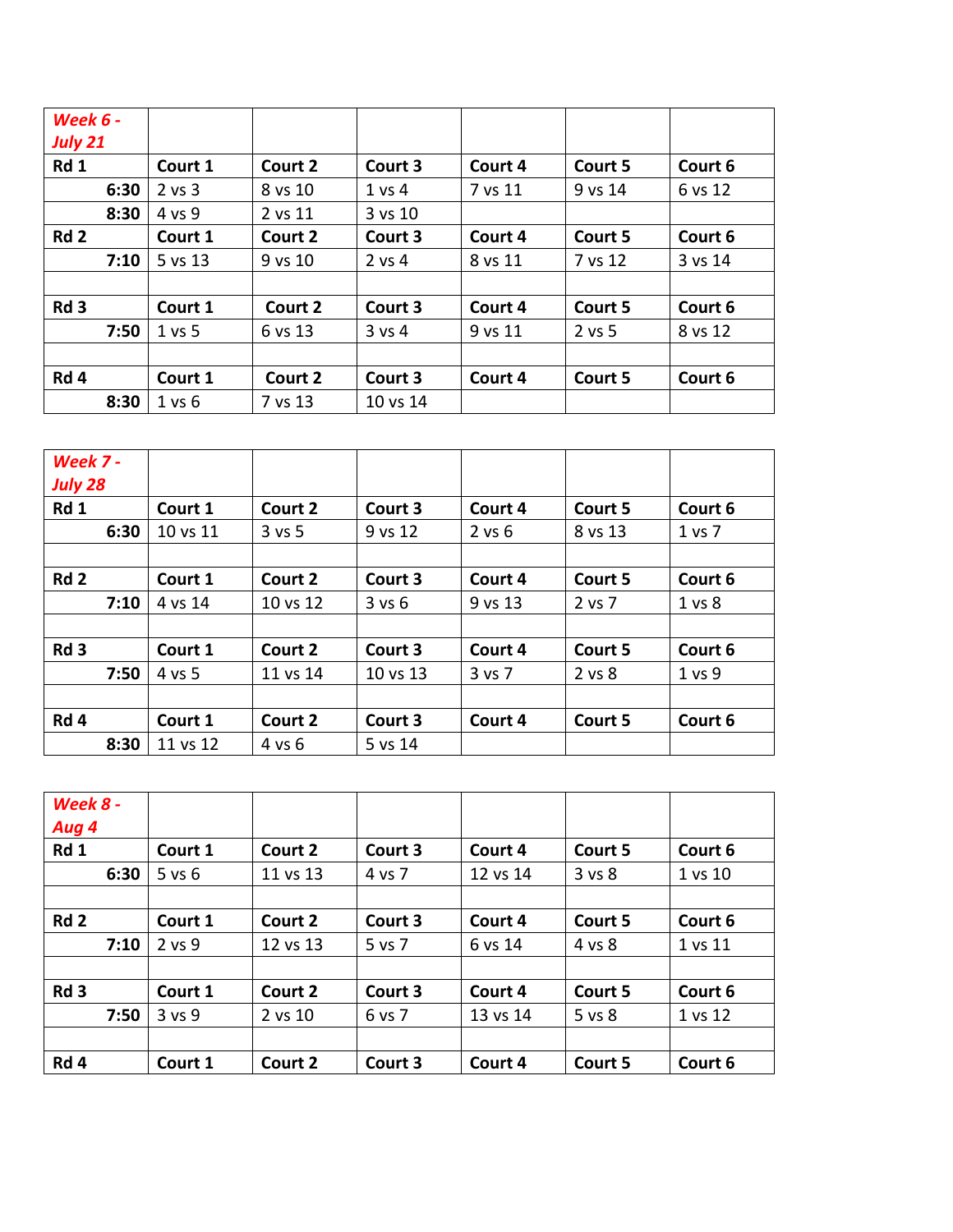| *Week 6 - July 21* | | | | | | |
|---|---|---|---|---|---|---|
| **Rd 1** | **Court 1** | **Court 2** | **Court 3** | **Court 4** | **Court 5** | **Court 6** |
| **6:30** | 2 vs 3 | 8 vs 10 | 1 vs 4 | 7 vs 11 | 9 vs 14 | 6 vs 12 |
| **8:30** | 4 vs 9 | 2 vs 11 | 3 vs 10 | | | |
| **Rd 2** | **Court 1** | **Court 2** | **Court 3** | **Court 4** | **Court 5** | **Court 6** |
| **7:10** | 5 vs 13 | 9 vs 10 | 2 vs 4 | 8 vs 11 | 7 vs 12 | 3 vs 14 |
| | | | | | | |
| **Rd 3** | **Court 1** | **Court 2** | **Court 3** | **Court 4** | **Court 5** | **Court 6** |
| **7:50** | 1 vs 5 | 6 vs 13 | 3 vs 4 | 9 vs 11 | 2 vs 5 | 8 vs 12 |
| | | | | | | |
| **Rd 4** | **Court 1** | **Court 2** | **Court 3** | **Court 4** | **Court 5** | **Court 6** |
| **8:30** | 1 vs 6 | 7 vs 13 | 10 vs 14 | | | |

| *Week 7 - July 28* | | | | | | |
|---|---|---|---|---|---|---|
| **Rd 1** | **Court 1** | **Court 2** | **Court 3** | **Court 4** | **Court 5** | **Court 6** |
| **6:30** | 10 vs 11 | 3 vs 5 | 9 vs 12 | 2 vs 6 | 8 vs 13 | 1 vs 7 |
| | | | | | | |
| **Rd 2** | **Court 1** | **Court 2** | **Court 3** | **Court 4** | **Court 5** | **Court 6** |
| **7:10** | 4 vs 14 | 10 vs 12 | 3 vs 6 | 9 vs 13 | 2 vs 7 | 1 vs 8 |
| | | | | | | |
| **Rd 3** | **Court 1** | **Court 2** | **Court 3** | **Court 4** | **Court 5** | **Court 6** |
| **7:50** | 4 vs 5 | 11 vs 14 | 10 vs 13 | 3 vs 7 | 2 vs 8 | 1 vs 9 |
| | | | | | | |
| **Rd 4** | **Court 1** | **Court 2** | **Court 3** | **Court 4** | **Court 5** | **Court 6** |
| **8:30** | 11 vs 12 | 4 vs 6 | 5 vs 14 | | | |

| *Week 8 - Aug 4* | | | | | | |
|---|---|---|---|---|---|---|
| **Rd 1** | **Court 1** | **Court 2** | **Court 3** | **Court 4** | **Court 5** | **Court 6** |
| **6:30** | 5 vs 6 | 11 vs 13 | 4 vs 7 | 12 vs 14 | 3 vs 8 | 1 vs 10 |
| | | | | | | |
| **Rd 2** | **Court 1** | **Court 2** | **Court 3** | **Court 4** | **Court 5** | **Court 6** |
| **7:10** | 2 vs 9 | 12 vs 13 | 5 vs 7 | 6 vs 14 | 4 vs 8 | 1 vs 11 |
| | | | | | | |
| **Rd 3** | **Court 1** | **Court 2** | **Court 3** | **Court 4** | **Court 5** | **Court 6** |
| **7:50** | 3 vs 9 | 2 vs 10 | 6 vs 7 | 13 vs 14 | 5 vs 8 | 1 vs 12 |
| | | | | | | |
| **Rd 4** | **Court 1** | **Court 2** | **Court 3** | **Court 4** | **Court 5** | **Court 6** |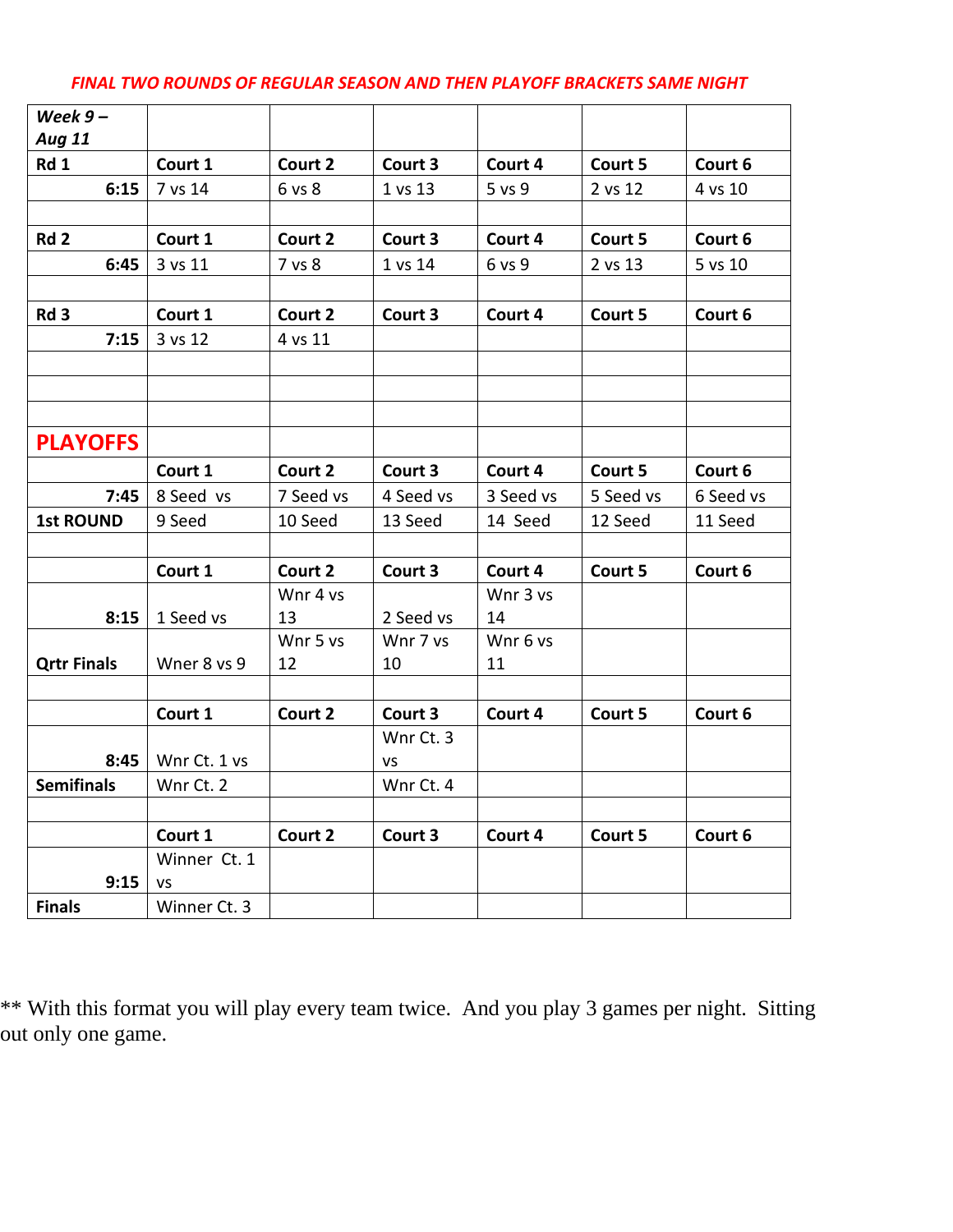*FINAL TWO ROUNDS OF REGULAR SEASON AND THEN PLAYOFF BRACKETS SAME NIGHT*

| | | | | | | |
|---|---|---|---|---|---|---|
| ***Week 9 – Aug 11*** | | | | | | |
| **Rd 1** | **Court 1** | **Court 2** | **Court 3** | **Court 4** | **Court 5** | **Court 6** |
| **6:15** | 7 vs 14 | 6 vs 8 | 1 vs 13 | 5 vs 9 | 2 vs 12 | 4 vs 10 |
| | | | | | | |
| **Rd 2** | **Court 1** | **Court 2** | **Court 3** | **Court 4** | **Court 5** | **Court 6** |
| **6:45** | 3 vs 11 | 7 vs 8 | 1 vs 14 | 6 vs 9 | 2 vs 13 | 5 vs 10 |
| | | | | | | |
| **Rd 3** | **Court 1** | **Court 2** | **Court 3** | **Court 4** | **Court 5** | **Court 6** |
| **7:15** | 3 vs 12 | 4 vs 11 | | | | |
| | | | | | | |
| | | | | | | |
| | | | | | | |
| **PLAYOFFS** | | | | | | |
| | **Court 1** | **Court 2** | **Court 3** | **Court 4** | **Court 5** | **Court 6** |
| **7:45** | 8 Seed vs | 7 Seed vs | 4 Seed vs | 3 Seed vs | 5 Seed vs | 6 Seed vs |
| **1st ROUND** | 9 Seed | 10 Seed | 13 Seed | 14 Seed | 12 Seed | 11 Seed |
| | | | | | | |
| | **Court 1** | **Court 2** | **Court 3** | **Court 4** | **Court 5** | **Court 6** |
| **8:15** | 1 Seed vs | Wnr 4 vs 13 | 2 Seed vs | Wnr 3 vs 14 | | |
| **Qrtr Finals** | Wner 8 vs 9 | Wnr 5 vs 12 | Wnr 7 vs 10 | Wnr 6 vs 11 | | |
| | | | | | | |
| | **Court 1** | **Court 2** | **Court 3** | **Court 4** | **Court 5** | **Court 6** |
| **8:45** | Wnr Ct. 1 vs | | Wnr Ct. 3 vs | | | |
| **Semifinals** | Wnr Ct. 2 | | Wnr Ct. 4 | | | |
| | | | | | | |
| | **Court 1** | **Court 2** | **Court 3** | **Court 4** | **Court 5** | **Court 6** |
| **9:15** | Winner Ct. 1 vs | | | | | |
| **Finals** | Winner Ct. 3 | | | | | |

** With this format you will play every team twice. And you play 3 games per night. Sitting out only one game.